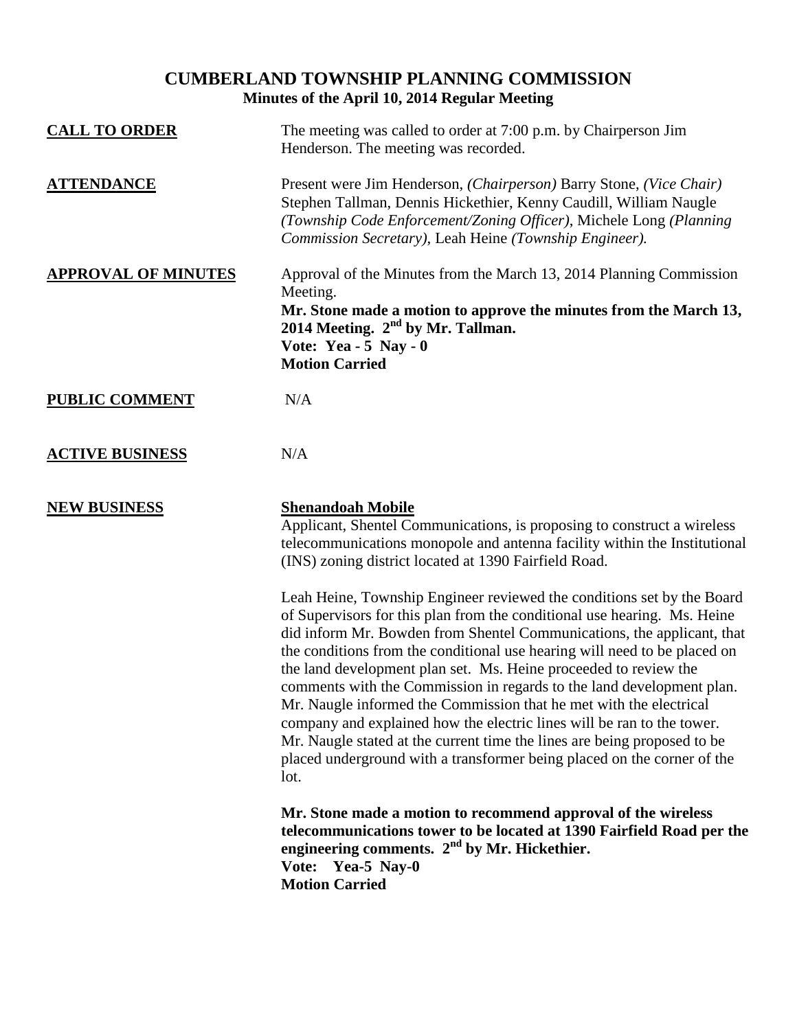# CUMBERLAND TOWNSHIP PLANNING COMMISSION

## Minutes of the April 10, 2014 Regular Meeting

**CALL TO ORDER**

The meeting was called to order at 7:00 p.m. by Chairperson Jim Henderson. The meeting was recorded.

**ATTENDANCE**

Present were Jim Henderson, *(Chairperson)* Barry Stone, *(Vice Chair)* Stephen Tallman, Dennis Hickethier, Kenny Caudill, William Naugle *(Township Code Enforcement/Zoning Officer)*, Michele Long *(Planning Commission Secretary)*, Leah Heine *(Township Engineer).*

**APPROVAL OF MINUTES**

Approval of the Minutes from the March 13, 2014 Planning Commission Meeting.

**Mr. Stone made a motion to approve the minutes from the March 13, 2014 Meeting. 2nd by Mr. Tallman.**
**Vote: Yea - 5 Nay - 0**
**Motion Carried**

**PUBLIC COMMENT**

N/A

**ACTIVE BUSINESS**

N/A

**NEW BUSINESS**

**Shenandoah Mobile**

Applicant, Shentel Communications, is proposing to construct a wireless telecommunications monopole and antenna facility within the Institutional (INS) zoning district located at 1390 Fairfield Road.

Leah Heine, Township Engineer reviewed the conditions set by the Board of Supervisors for this plan from the conditional use hearing. Ms. Heine did inform Mr. Bowden from Shentel Communications, the applicant, that the conditions from the conditional use hearing will need to be placed on the land development plan set. Ms. Heine proceeded to review the comments with the Commission in regards to the land development plan. Mr. Naugle informed the Commission that he met with the electrical company and explained how the electric lines will be ran to the tower. Mr. Naugle stated at the current time the lines are being proposed to be placed underground with a transformer being placed on the corner of the lot.

**Mr. Stone made a motion to recommend approval of the wireless telecommunications tower to be located at 1390 Fairfield Road per the engineering comments. 2nd by Mr. Hickethier.**
**Vote: Yea-5 Nay-0**
**Motion Carried**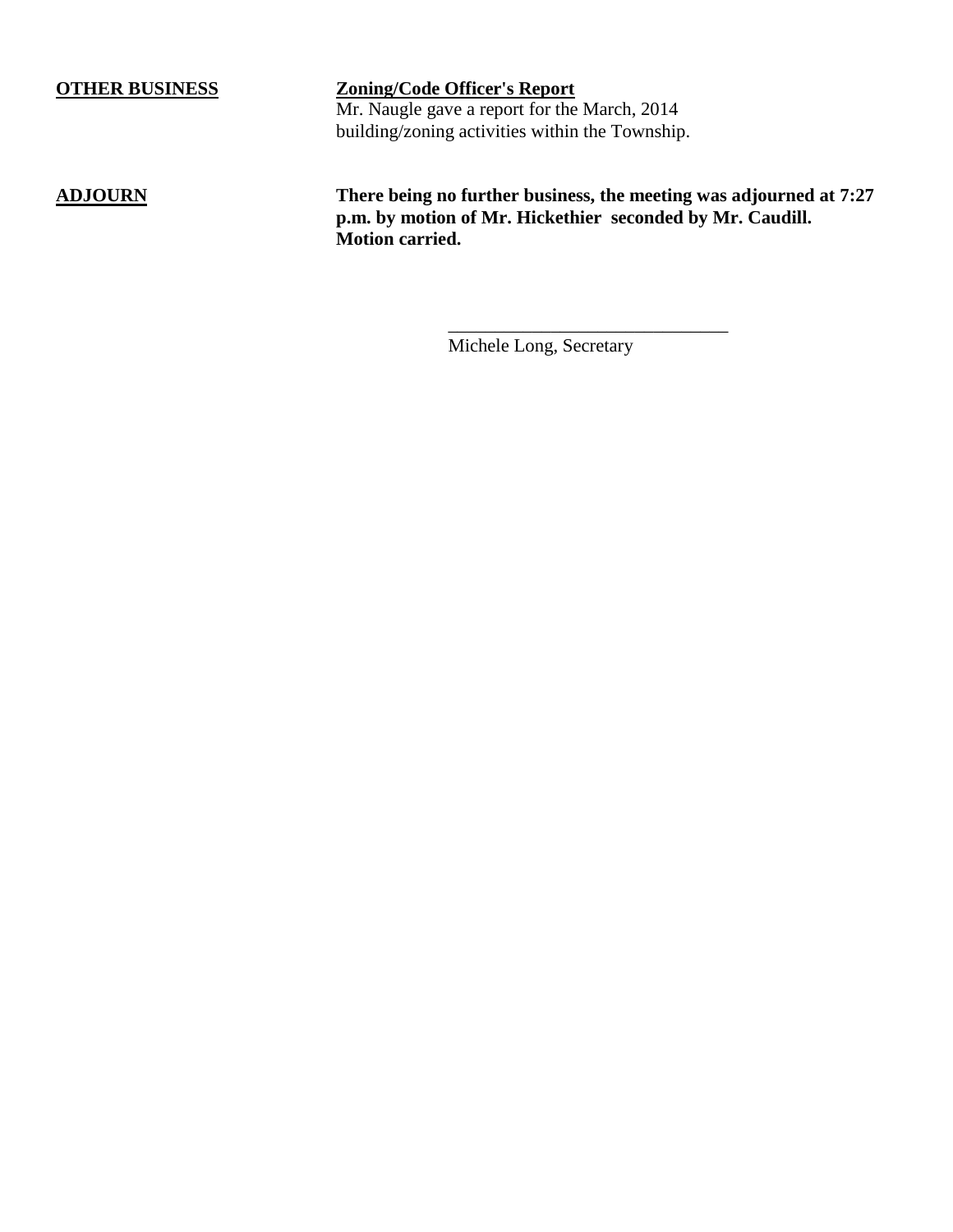**<u>OTHER BUSINESS</u>**

**<u>Zoning/Code Officer's Report</u>**

Mr. Naugle gave a report for the March, 2014 building/zoning activities within the Township.

**<u>ADJOURN</u>**

**There being no further business, the meeting was adjourned at 7:27 p.m. by motion of Mr. Hickethier seconded by Mr. Caudill. Motion carried.**

\_\_\_\_\_\_\_\_\_\_\_\_\_\_\_\_\_\_\_\_\_\_\_\_\_\_\_\_\_\_

Michele Long, Secretary